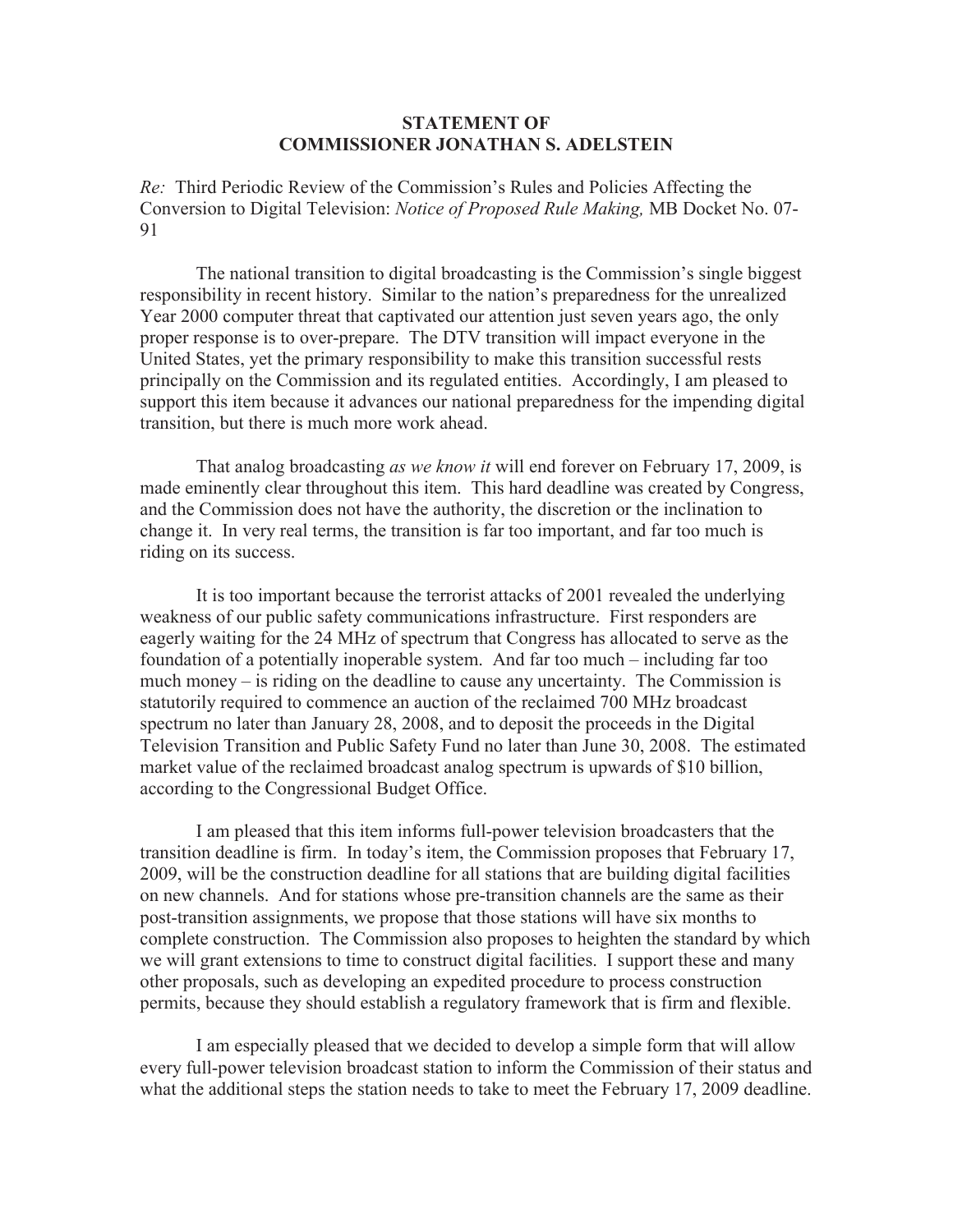**STATEMENT OF**
**COMMISSIONER JONATHAN S. ADELSTEIN**

*Re:* Third Periodic Review of the Commission's Rules and Policies Affecting the Conversion to Digital Television: *Notice of Proposed Rule Making,* MB Docket No. 07-91

The national transition to digital broadcasting is the Commission's single biggest responsibility in recent history. Similar to the nation's preparedness for the unrealized Year 2000 computer threat that captivated our attention just seven years ago, the only proper response is to over-prepare. The DTV transition will impact everyone in the United States, yet the primary responsibility to make this transition successful rests principally on the Commission and its regulated entities. Accordingly, I am pleased to support this item because it advances our national preparedness for the impending digital transition, but there is much more work ahead.

That analog broadcasting *as we know it* will end forever on February 17, 2009, is made eminently clear throughout this item. This hard deadline was created by Congress, and the Commission does not have the authority, the discretion or the inclination to change it. In very real terms, the transition is far too important, and far too much is riding on its success.

It is too important because the terrorist attacks of 2001 revealed the underlying weakness of our public safety communications infrastructure. First responders are eagerly waiting for the 24 MHz of spectrum that Congress has allocated to serve as the foundation of a potentially inoperable system. And far too much – including far too much money – is riding on the deadline to cause any uncertainty. The Commission is statutorily required to commence an auction of the reclaimed 700 MHz broadcast spectrum no later than January 28, 2008, and to deposit the proceeds in the Digital Television Transition and Public Safety Fund no later than June 30, 2008. The estimated market value of the reclaimed broadcast analog spectrum is upwards of $10 billion, according to the Congressional Budget Office.

I am pleased that this item informs full-power television broadcasters that the transition deadline is firm. In today's item, the Commission proposes that February 17, 2009, will be the construction deadline for all stations that are building digital facilities on new channels. And for stations whose pre-transition channels are the same as their post-transition assignments, we propose that those stations will have six months to complete construction. The Commission also proposes to heighten the standard by which we will grant extensions to time to construct digital facilities. I support these and many other proposals, such as developing an expedited procedure to process construction permits, because they should establish a regulatory framework that is firm and flexible.

I am especially pleased that we decided to develop a simple form that will allow every full-power television broadcast station to inform the Commission of their status and what the additional steps the station needs to take to meet the February 17, 2009 deadline.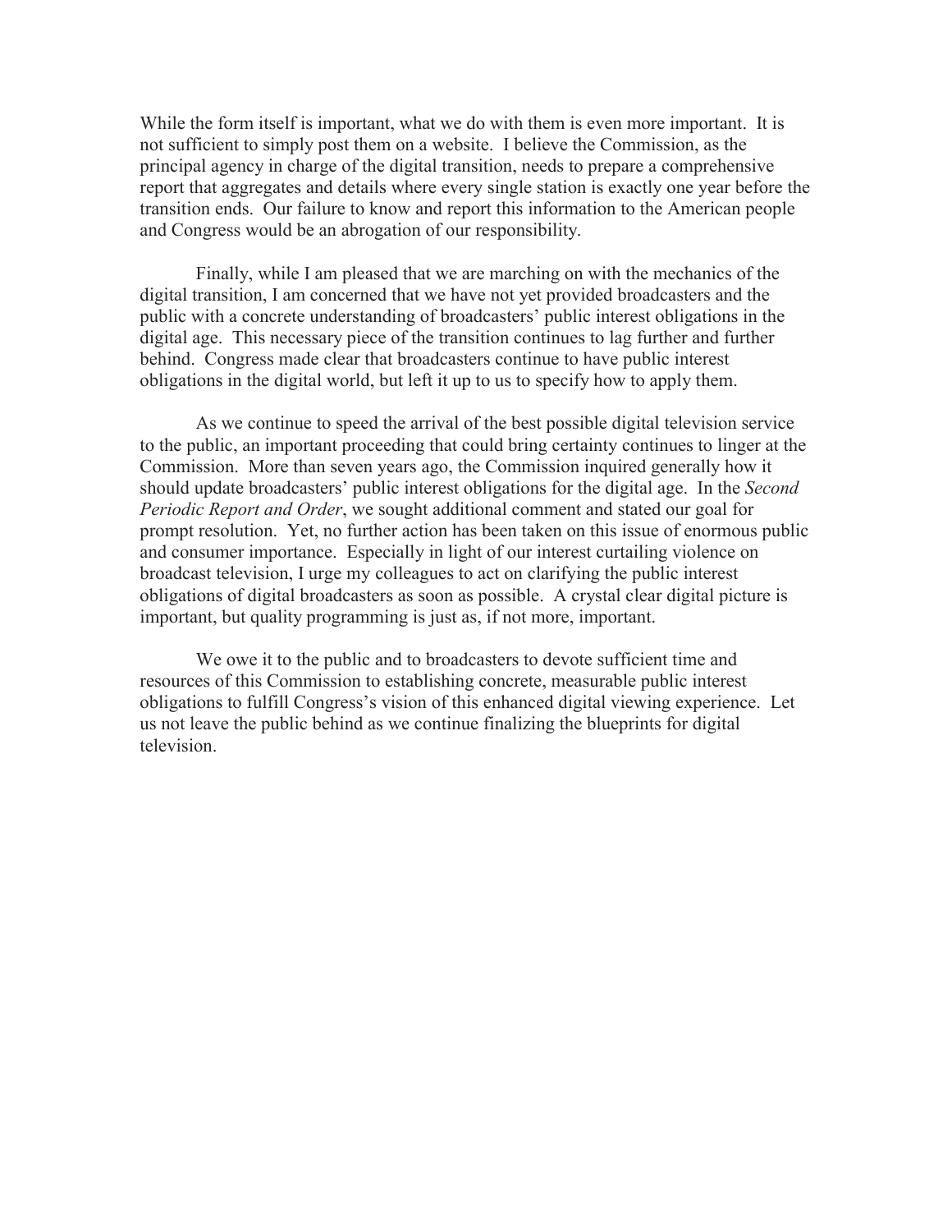While the form itself is important, what we do with them is even more important. It is not sufficient to simply post them on a website. I believe the Commission, as the principal agency in charge of the digital transition, needs to prepare a comprehensive report that aggregates and details where every single station is exactly one year before the transition ends. Our failure to know and report this information to the American people and Congress would be an abrogation of our responsibility.

Finally, while I am pleased that we are marching on with the mechanics of the digital transition, I am concerned that we have not yet provided broadcasters and the public with a concrete understanding of broadcasters' public interest obligations in the digital age. This necessary piece of the transition continues to lag further and further behind. Congress made clear that broadcasters continue to have public interest obligations in the digital world, but left it up to us to specify how to apply them.

As we continue to speed the arrival of the best possible digital television service to the public, an important proceeding that could bring certainty continues to linger at the Commission. More than seven years ago, the Commission inquired generally how it should update broadcasters' public interest obligations for the digital age. In the *Second Periodic Report and Order*, we sought additional comment and stated our goal for prompt resolution. Yet, no further action has been taken on this issue of enormous public and consumer importance. Especially in light of our interest curtailing violence on broadcast television, I urge my colleagues to act on clarifying the public interest obligations of digital broadcasters as soon as possible. A crystal clear digital picture is important, but quality programming is just as, if not more, important.

We owe it to the public and to broadcasters to devote sufficient time and resources of this Commission to establishing concrete, measurable public interest obligations to fulfill Congress's vision of this enhanced digital viewing experience. Let us not leave the public behind as we continue finalizing the blueprints for digital television.